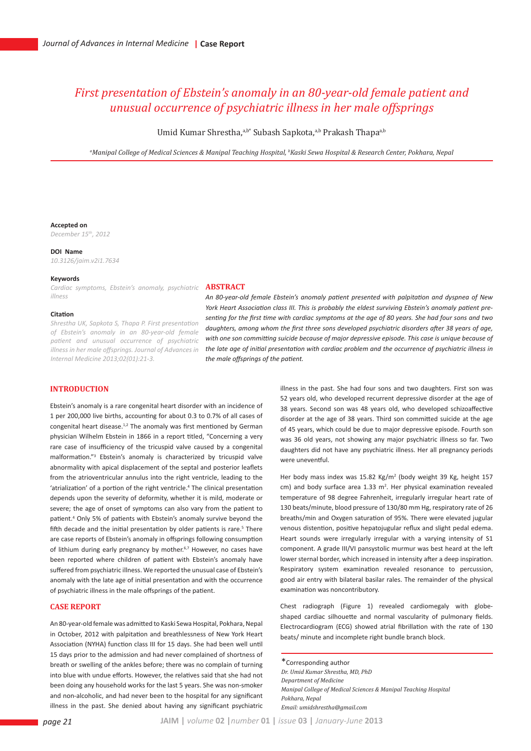# First presentation of Ebstein's anomaly in an 80-year-old female patient and unusual occurrence of psychiatric illness in her male offsprings

Umid Kumar Shrestha,[a,b*] Subash Sapkota,[a,b] Prakash Thapa[a,b]

[a]Manipal College of Medical Sciences & Manipal Teaching Hospital, [b]Kaski Sewa Hospital & Research Center, Pokhara, Nepal

**Accepted on**
*December 15th, 2012*

**DOI Name**
*10.3126/jaim.v2i1.7634*

**Keywords**
*Cardiac symptoms, Ebstein's anomaly, psychiatric illness*

**Citation**
*Shrestha UK, Sapkota S, Thapa P. First presentation of Ebstein's anomaly in an 80-year-old female patient and unusual occurrence of psychiatric illness in her male offsprings. Journal of Advances in Internal Medicine 2013;02(01):21-3.*

## ABSTRACT

*An 80-year-old female Ebstein's anomaly patient presented with palpitation and dyspnea of New York Heart Association class III. This is probably the eldest surviving Ebstein's anomaly patient presenting for the first time with cardiac symptoms at the age of 80 years. She had four sons and two daughters, among whom the first three sons developed psychiatric disorders after 38 years of age, with one son committing suicide because of major depressive episode. This case is unique because of the late age of initial presentation with cardiac problem and the occurrence of psychiatric illness in the male offsprings of the patient.*

## INTRODUCTION

Ebstein's anomaly is a rare congenital heart disorder with an incidence of 1 per 200,000 live births, accounting for about 0.3 to 0.7% of all cases of congenital heart disease.[1,2] The anomaly was first mentioned by German physician Wilhelm Ebstein in 1866 in a report titled, "Concerning a very rare case of insufficiency of the tricuspid valve caused by a congenital malformation."[3] Ebstein's anomaly is characterized by tricuspid valve abnormality with apical displacement of the septal and posterior leaflets from the atrioventricular annulus into the right ventricle, leading to the 'atrialization' of a portion of the right ventricle.[4] The clinical presentation depends upon the severity of deformity, whether it is mild, moderate or severe; the age of onset of symptoms can also vary from the patient to patient.[4] Only 5% of patients with Ebstein's anomaly survive beyond the fifth decade and the initial presentation by older patients is rare.[5] There are case reports of Ebstein's anomaly in offsprings following consumption of lithium during early pregnancy by mother.[6,7] However, no cases have been reported where children of patient with Ebstein's anomaly have suffered from psychiatric illness. We reported the unusual case of Ebstein's anomaly with the late age of initial presentation and with the occurrence of psychiatric illness in the male offsprings of the patient.

## CASE REPORT

An 80-year-old female was admitted to Kaski Sewa Hospital, Pokhara, Nepal in October, 2012 with palpitation and breathlessness of New York Heart Association (NYHA) function class III for 15 days. She had been well until 15 days prior to the admission and had never complained of shortness of breath or swelling of the ankles before; there was no complain of turning into blue with undue efforts. However, the relatives said that she had not been doing any household works for the last 5 years. She was non-smoker and non-alcoholic, and had never been to the hospital for any significant illness in the past. She denied about having any significant psychiatric illness in the past. She had four sons and two daughters. First son was 52 years old, who developed recurrent depressive disorder at the age of 38 years. Second son was 48 years old, who developed schizoaffective disorder at the age of 38 years. Third son committed suicide at the age of 45 years, which could be due to major depressive episode. Fourth son was 36 old years, not showing any major psychiatric illness so far. Two daughters did not have any psychiatric illness. Her all pregnancy periods were uneventful.

Her body mass index was 15.82 Kg/m$^2$ (body weight 39 Kg, height 157 cm) and body surface area 1.33 m$^2$. Her physical examination revealed temperature of 98 degree Fahrenheit, irregularly irregular heart rate of 130 beats/minute, blood pressure of 130/80 mm Hg, respiratory rate of 26 breaths/min and Oxygen saturation of 95%. There were elevated jugular venous distention, positive hepatojugular reflux and slight pedal edema. Heart sounds were irregularly irregular with a varying intensity of S1 component. A grade III/VI pansystolic murmur was best heard at the left lower sternal border, which increased in intensity after a deep inspiration. Respiratory system examination revealed resonance to percussion, good air entry with bilateral basilar rales. The remainder of the physical examination was noncontributory.

Chest radiograph (Figure 1) revealed cardiomegaly with globe-shaped cardiac silhouette and normal vascularity of pulmonary fields. Electrocardiogram (ECG) showed atrial fibrillation with the rate of 130 beats/ minute and incomplete right bundle branch block.

*Corresponding author
*Dr. Umid Kumar Shrestha, MD, PhD*
*Department of Medicine*
*Manipal College of Medical Sciences & Manipal Teaching Hospital*
*Pokhara, Nepal*
*Email: umidshrestha@gmail.com*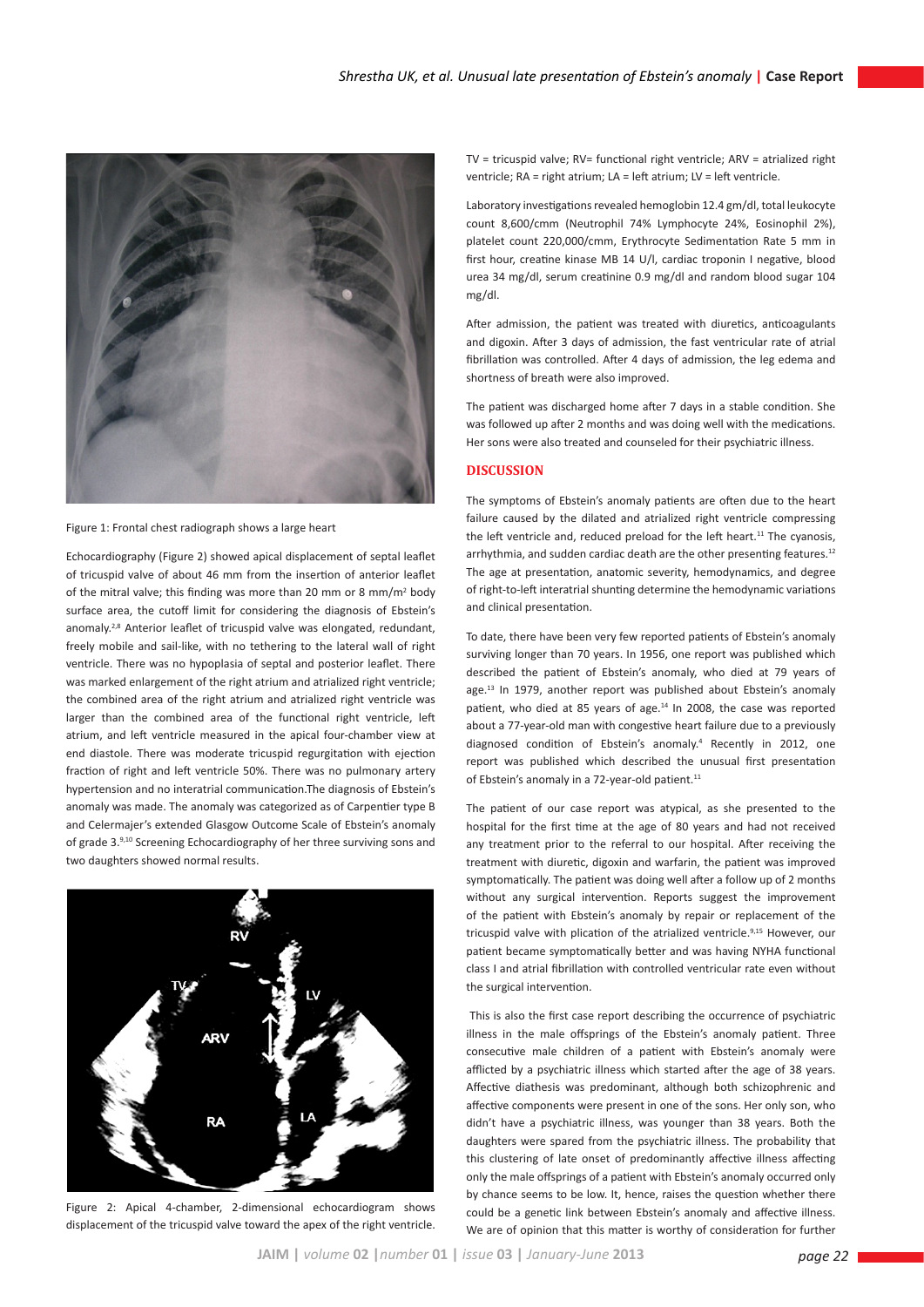Figure 1: Frontal chest radiograph shows a large heart

Echocardiography (Figure 2) showed apical displacement of septal leaflet of tricuspid valve of about 46 mm from the insertion of anterior leaflet of the mitral valve; this finding was more than 20 mm or 8 mm/m$^2$ body surface area, the cutoff limit for considering the diagnosis of Ebstein's anomaly.[2,8] Anterior leaflet of tricuspid valve was elongated, redundant, freely mobile and sail-like, with no tethering to the lateral wall of right ventricle. There was no hypoplasia of septal and posterior leaflet. There was marked enlargement of the right atrium and atrialized right ventricle; the combined area of the right atrium and atrialized right ventricle was larger than the combined area of the functional right ventricle, left atrium, and left ventricle measured in the apical four-chamber view at end diastole. There was moderate tricuspid regurgitation with ejection fraction of right and left ventricle 50%. There was no pulmonary artery hypertension and no interatrial communication.The diagnosis of Ebstein's anomaly was made. The anomaly was categorized as of Carpentier type B and Celermajer's extended Glasgow Outcome Scale of Ebstein's anomaly of grade 3.[9,10] Screening Echocardiography of her three surviving sons and two daughters showed normal results.

Figure 2: Apical 4-chamber, 2-dimensional echocardiogram shows displacement of the tricuspid valve toward the apex of the right ventricle. TV = tricuspid valve; RV= functional right ventricle; ARV = atrialized right ventricle; RA = right atrium; LA = left atrium; LV = left ventricle.

Laboratory investigations revealed hemoglobin 12.4 gm/dl, total leukocyte count 8,600/cmm (Neutrophil 74% Lymphocyte 24%, Eosinophil 2%), platelet count 220,000/cmm, Erythrocyte Sedimentation Rate 5 mm in first hour, creatine kinase MB 14 U/l, cardiac troponin I negative, blood urea 34 mg/dl, serum creatinine 0.9 mg/dl and random blood sugar 104 mg/dl.

After admission, the patient was treated with diuretics, anticoagulants and digoxin. After 3 days of admission, the fast ventricular rate of atrial fibrillation was controlled. After 4 days of admission, the leg edema and shortness of breath were also improved.

The patient was discharged home after 7 days in a stable condition. She was followed up after 2 months and was doing well with the medications. Her sons were also treated and counseled for their psychiatric illness.

## DISCUSSION

The symptoms of Ebstein's anomaly patients are often due to the heart failure caused by the dilated and atrialized right ventricle compressing the left ventricle and, reduced preload for the left heart.[11] The cyanosis, arrhythmia, and sudden cardiac death are the other presenting features.[12] The age at presentation, anatomic severity, hemodynamics, and degree of right-to-left interatrial shunting determine the hemodynamic variations and clinical presentation.

To date, there have been very few reported patients of Ebstein's anomaly surviving longer than 70 years. In 1956, one report was published which described the patient of Ebstein's anomaly, who died at 79 years of age.[13] In 1979, another report was published about Ebstein's anomaly patient, who died at 85 years of age.[14] In 2008, the case was reported about a 77-year-old man with congestive heart failure due to a previously diagnosed condition of Ebstein's anomaly.[4] Recently in 2012, one report was published which described the unusual first presentation of Ebstein's anomaly in a 72-year-old patient.[11]

The patient of our case report was atypical, as she presented to the hospital for the first time at the age of 80 years and had not received any treatment prior to the referral to our hospital. After receiving the treatment with diuretic, digoxin and warfarin, the patient was improved symptomatically. The patient was doing well after a follow up of 2 months without any surgical intervention. Reports suggest the improvement of the patient with Ebstein's anomaly by repair or replacement of the tricuspid valve with plication of the atrialized ventricle.[9,15] However, our patient became symptomatically better and was having NYHA functional class I and atrial fibrillation with controlled ventricular rate even without the surgical intervention.

This is also the first case report describing the occurrence of psychiatric illness in the male offsprings of the Ebstein's anomaly patient. Three consecutive male children of a patient with Ebstein's anomaly were afflicted by a psychiatric illness which started after the age of 38 years. Affective diathesis was predominant, although both schizophrenic and affective components were present in one of the sons. Her only son, who didn't have a psychiatric illness, was younger than 38 years. Both the daughters were spared from the psychiatric illness. The probability that this clustering of late onset of predominantly affective illness affecting only the male offsprings of a patient with Ebstein's anomaly occurred only by chance seems to be low. It, hence, raises the question whether there could be a genetic link between Ebstein's anomaly and affective illness. We are of opinion that this matter is worthy of consideration for further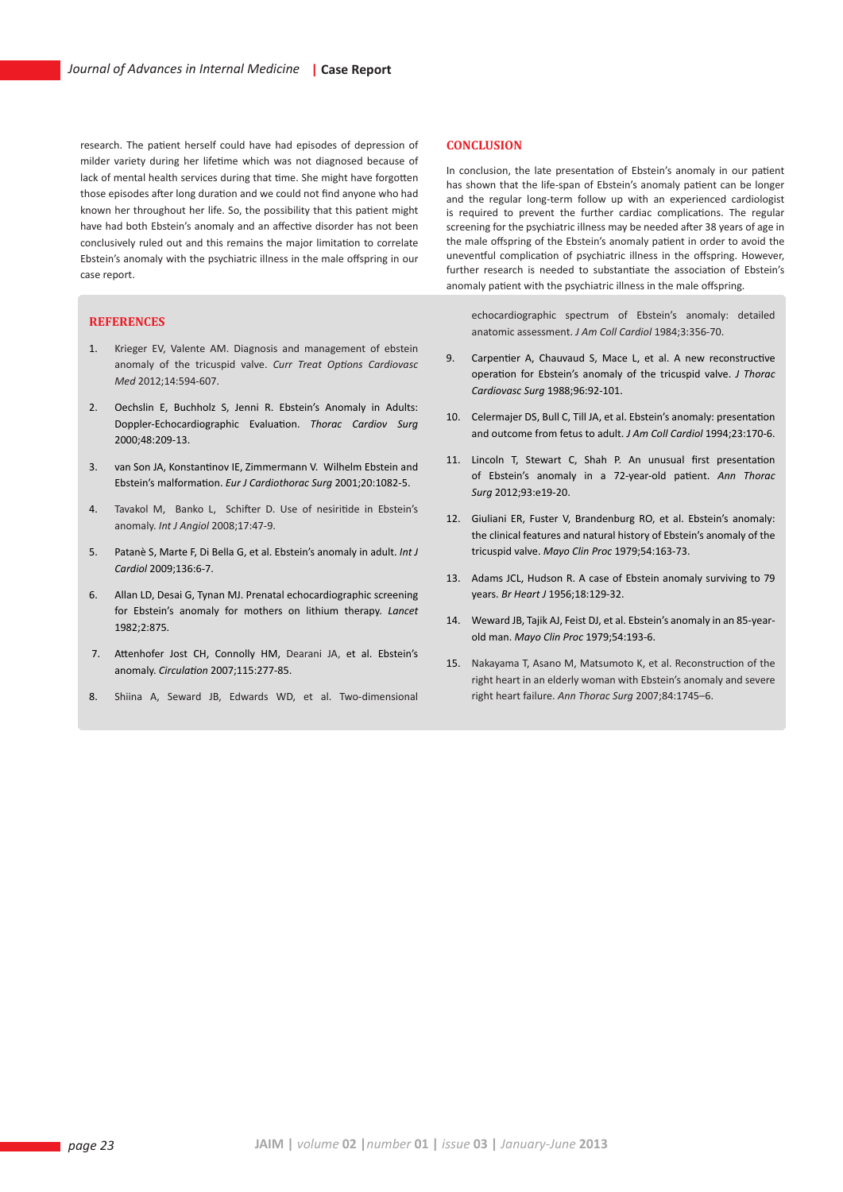research. The patient herself could have had episodes of depression of milder variety during her lifetime which was not diagnosed because of lack of mental health services during that time. She might have forgotten those episodes after long duration and we could not find anyone who had known her throughout her life. So, the possibility that this patient might have had both Ebstein's anomaly and an affective disorder has not been conclusively ruled out and this remains the major limitation to correlate Ebstein's anomaly with the psychiatric illness in the male offspring in our case report.

## CONCLUSION

In conclusion, the late presentation of Ebstein's anomaly in our patient has shown that the life-span of Ebstein's anomaly patient can be longer and the regular long-term follow up with an experienced cardiologist is required to prevent the further cardiac complications. The regular screening for the psychiatric illness may be needed after 38 years of age in the male offspring of the Ebstein's anomaly patient in order to avoid the uneventful complication of psychiatric illness in the offspring. However, further research is needed to substantiate the association of Ebstein's anomaly patient with the psychiatric illness in the male offspring.

## REFERENCES

1. Krieger EV, Valente AM. Diagnosis and management of ebstein anomaly of the tricuspid valve. *Curr Treat Options Cardiovasc Med* 2012;14:594-607.
2. Oechslin E, Buchholz S, Jenni R. Ebstein's Anomaly in Adults: Doppler-Echocardiographic Evaluation. *Thorac Cardiov Surg* 2000;48:209-13.
3. van Son JA, Konstantinov IE, Zimmermann V. Wilhelm Ebstein and Ebstein's malformation. *Eur J Cardiothorac Surg* 2001;20:1082-5.
4. Tavakol M, Banko L, Schifter D. Use of nesiritide in Ebstein's anomaly. *Int J Angiol* 2008;17:47-9.
5. Patanè S, Marte F, Di Bella G, et al. Ebstein's anomaly in adult. *Int J Cardiol* 2009;136:6-7.
6. Allan LD, Desai G, Tynan MJ. Prenatal echocardiographic screening for Ebstein's anomaly for mothers on lithium therapy. *Lancet* 1982;2:875.
7. Attenhofer Jost CH, Connolly HM, Dearani JA, et al. Ebstein's anomaly. *Circulation* 2007;115:277-85.
8. Shiina A, Seward JB, Edwards WD, et al. Two-dimensional echocardiographic spectrum of Ebstein's anomaly: detailed anatomic assessment. *J Am Coll Cardiol* 1984;3:356-70.
9. Carpentier A, Chauvaud S, Mace L, et al. A new reconstructive operation for Ebstein's anomaly of the tricuspid valve. *J Thorac Cardiovasc Surg* 1988;96:92-101.
10. Celermajer DS, Bull C, Till JA, et al. Ebstein's anomaly: presentation and outcome from fetus to adult. *J Am Coll Cardiol* 1994;23:170-6.
11. Lincoln T, Stewart C, Shah P. An unusual first presentation of Ebstein's anomaly in a 72-year-old patient. *Ann Thorac Surg* 2012;93:e19-20.
12. Giuliani ER, Fuster V, Brandenburg RO, et al. Ebstein's anomaly: the clinical features and natural history of Ebstein's anomaly of the tricuspid valve. *Mayo Clin Proc* 1979;54:163-73.
13. Adams JCL, Hudson R. A case of Ebstein anomaly surviving to 79 years. *Br Heart J* 1956;18:129-32.
14. Weward JB, Tajik AJ, Feist DJ, et al. Ebstein's anomaly in an 85-year-old man. *Mayo Clin Proc* 1979;54:193-6.
15. Nakayama T, Asano M, Matsumoto K, et al. Reconstruction of the right heart in an elderly woman with Ebstein's anomaly and severe right heart failure. *Ann Thorac Surg* 2007;84:1745–6.